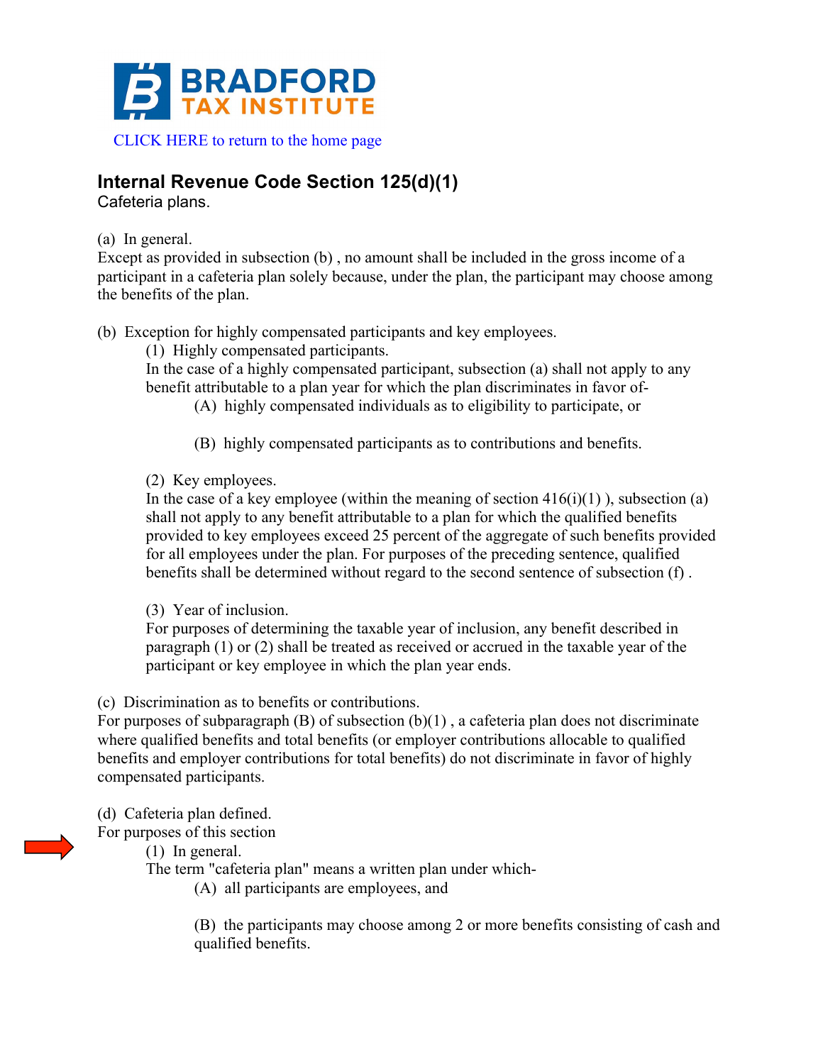BRADFORD TAX INSTITUTE

CLICK HERE to return to the home page

## Internal Revenue Code Section 125(d)(1)

Cafeteria plans.

(a) In general.
Except as provided in subsection (b) , no amount shall be included in the gross income of a participant in a cafeteria plan solely because, under the plan, the participant may choose among the benefits of the plan.

(b) Exception for highly compensated participants and key employees.

(1) Highly compensated participants.
In the case of a highly compensated participant, subsection (a) shall not apply to any benefit attributable to a plan year for which the plan discriminates in favor of-

(A) highly compensated individuals as to eligibility to participate, or

(B) highly compensated participants as to contributions and benefits.

(2) Key employees.
In the case of a key employee (within the meaning of section 416(i)(1) ), subsection (a) shall not apply to any benefit attributable to a plan for which the qualified benefits provided to key employees exceed 25 percent of the aggregate of such benefits provided for all employees under the plan. For purposes of the preceding sentence, qualified benefits shall be determined without regard to the second sentence of subsection (f) .

(3) Year of inclusion.
For purposes of determining the taxable year of inclusion, any benefit described in paragraph (1) or (2) shall be treated as received or accrued in the taxable year of the participant or key employee in which the plan year ends.

(c) Discrimination as to benefits or contributions.
For purposes of subparagraph (B) of subsection (b)(1) , a cafeteria plan does not discriminate where qualified benefits and total benefits (or employer contributions allocable to qualified benefits and employer contributions for total benefits) do not discriminate in favor of highly compensated participants.

(d) Cafeteria plan defined.
For purposes of this section

(1) In general.
The term "cafeteria plan" means a written plan under which-

(A) all participants are employees, and

(B) the participants may choose among 2 or more benefits consisting of cash and qualified benefits.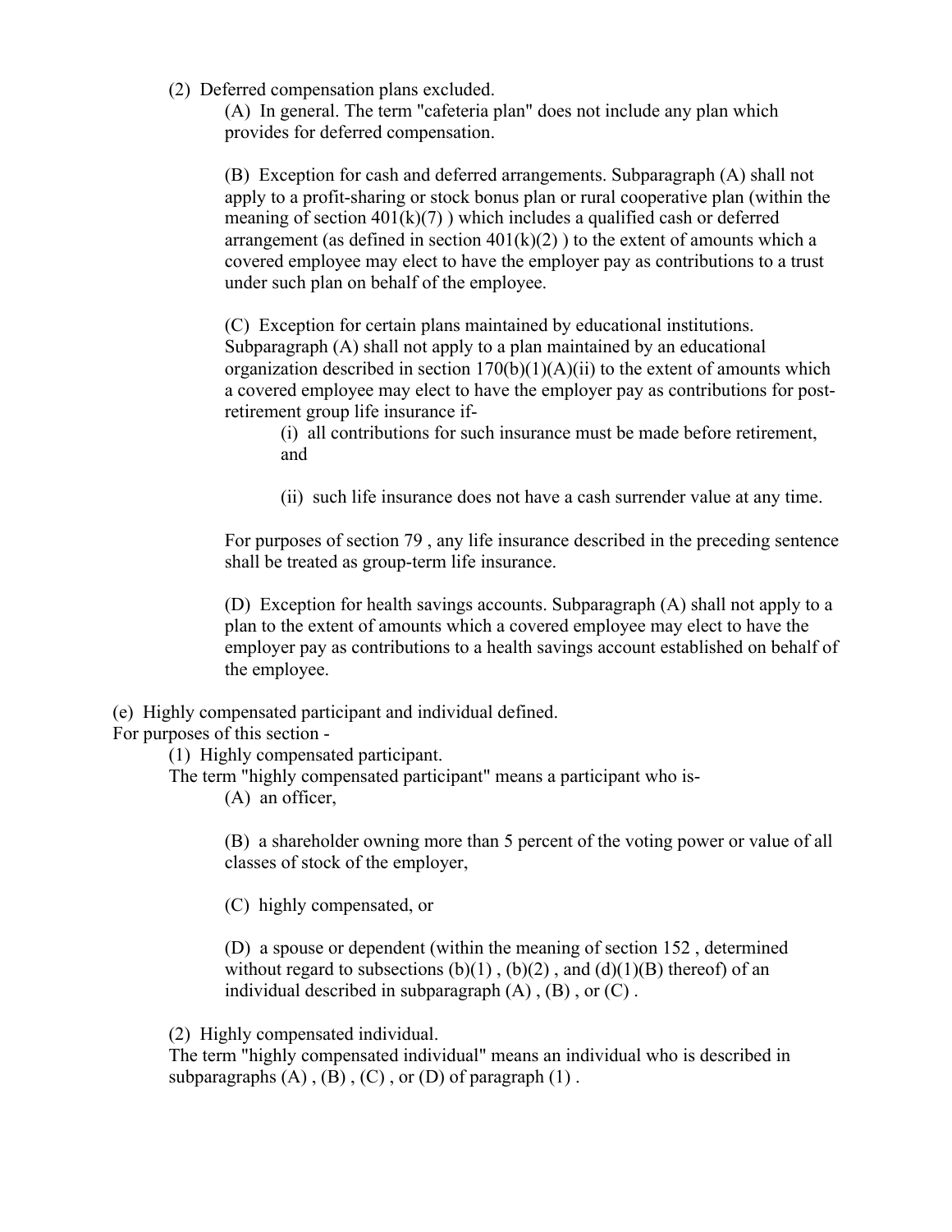(2) Deferred compensation plans excluded.

(A) In general. The term "cafeteria plan" does not include any plan which provides for deferred compensation.

(B) Exception for cash and deferred arrangements. Subparagraph (A) shall not apply to a profit-sharing or stock bonus plan or rural cooperative plan (within the meaning of section 401(k)(7) ) which includes a qualified cash or deferred arrangement (as defined in section 401(k)(2) ) to the extent of amounts which a covered employee may elect to have the employer pay as contributions to a trust under such plan on behalf of the employee.

(C) Exception for certain plans maintained by educational institutions. Subparagraph (A) shall not apply to a plan maintained by an educational organization described in section 170(b)(1)(A)(ii) to the extent of amounts which a covered employee may elect to have the employer pay as contributions for post-retirement group life insurance if-

(i) all contributions for such insurance must be made before retirement, and

(ii) such life insurance does not have a cash surrender value at any time.

For purposes of section 79 , any life insurance described in the preceding sentence shall be treated as group-term life insurance.

(D) Exception for health savings accounts. Subparagraph (A) shall not apply to a plan to the extent of amounts which a covered employee may elect to have the employer pay as contributions to a health savings account established on behalf of the employee.

(e) Highly compensated participant and individual defined.
For purposes of this section -

(1) Highly compensated participant.
The term "highly compensated participant" means a participant who is-

(A) an officer,

(B) a shareholder owning more than 5 percent of the voting power or value of all classes of stock of the employer,

(C) highly compensated, or

(D) a spouse or dependent (within the meaning of section 152 , determined without regard to subsections (b)(1) , (b)(2) , and (d)(1)(B) thereof) of an individual described in subparagraph (A) , (B) , or (C) .

(2) Highly compensated individual.
The term "highly compensated individual" means an individual who is described in subparagraphs (A) , (B) , (C) , or (D) of paragraph (1) .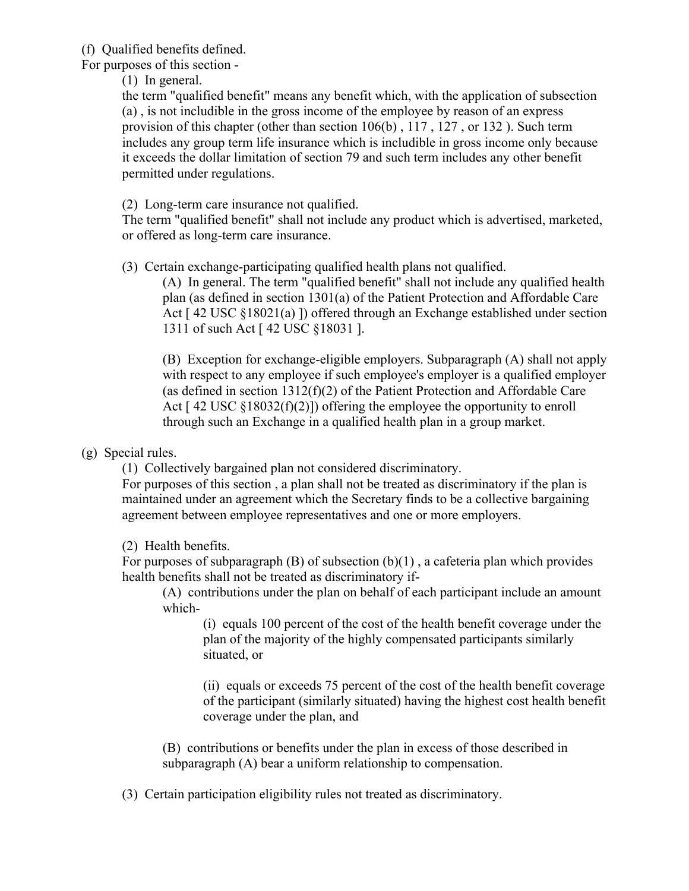(f) Qualified benefits defined.

For purposes of this section -

(1) In general.

the term "qualified benefit" means any benefit which, with the application of subsection (a) , is not includible in the gross income of the employee by reason of an express provision of this chapter (other than section 106(b) , 117 , 127 , or 132 ). Such term includes any group term life insurance which is includible in gross income only because it exceeds the dollar limitation of section 79 and such term includes any other benefit permitted under regulations.

(2) Long-term care insurance not qualified.

The term "qualified benefit" shall not include any product which is advertised, marketed, or offered as long-term care insurance.

(3) Certain exchange-participating qualified health plans not qualified.

(A) In general. The term "qualified benefit" shall not include any qualified health plan (as defined in section 1301(a) of the Patient Protection and Affordable Care Act [ 42 USC §18021(a) ]) offered through an Exchange established under section 1311 of such Act [ 42 USC §18031 ].

(B) Exception for exchange-eligible employers. Subparagraph (A) shall not apply with respect to any employee if such employee's employer is a qualified employer (as defined in section 1312(f)(2) of the Patient Protection and Affordable Care Act [ 42 USC §18032(f)(2)]) offering the employee the opportunity to enroll through such an Exchange in a qualified health plan in a group market.

(g) Special rules.

(1) Collectively bargained plan not considered discriminatory.

For purposes of this section , a plan shall not be treated as discriminatory if the plan is maintained under an agreement which the Secretary finds to be a collective bargaining agreement between employee representatives and one or more employers.

(2) Health benefits.

For purposes of subparagraph (B) of subsection (b)(1) , a cafeteria plan which provides health benefits shall not be treated as discriminatory if-

(A) contributions under the plan on behalf of each participant include an amount which-

(i) equals 100 percent of the cost of the health benefit coverage under the plan of the majority of the highly compensated participants similarly situated, or

(ii) equals or exceeds 75 percent of the cost of the health benefit coverage of the participant (similarly situated) having the highest cost health benefit coverage under the plan, and

(B) contributions or benefits under the plan in excess of those described in subparagraph (A) bear a uniform relationship to compensation.

(3) Certain participation eligibility rules not treated as discriminatory.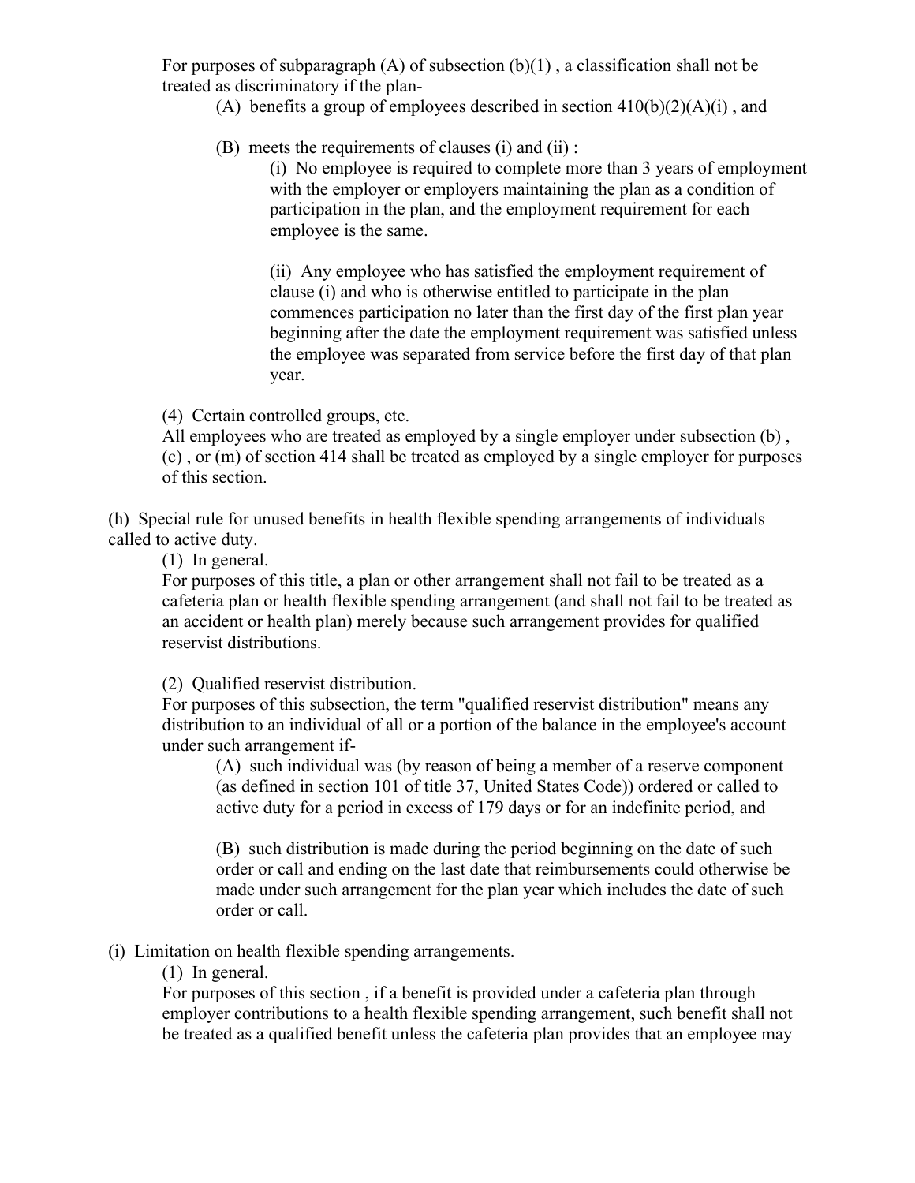For purposes of subparagraph (A) of subsection (b)(1) , a classification shall not be treated as discriminatory if the plan-

(A) benefits a group of employees described in section 410(b)(2)(A)(i) , and

(B) meets the requirements of clauses (i) and (ii) :

(i) No employee is required to complete more than 3 years of employment with the employer or employers maintaining the plan as a condition of participation in the plan, and the employment requirement for each employee is the same.

(ii) Any employee who has satisfied the employment requirement of clause (i) and who is otherwise entitled to participate in the plan commences participation no later than the first day of the first plan year beginning after the date the employment requirement was satisfied unless the employee was separated from service before the first day of that plan year.

(4) Certain controlled groups, etc.

All employees who are treated as employed by a single employer under subsection (b) , (c) , or (m) of section 414 shall be treated as employed by a single employer for purposes of this section.

(h) Special rule for unused benefits in health flexible spending arrangements of individuals called to active duty.

(1) In general.

For purposes of this title, a plan or other arrangement shall not fail to be treated as a cafeteria plan or health flexible spending arrangement (and shall not fail to be treated as an accident or health plan) merely because such arrangement provides for qualified reservist distributions.

(2) Qualified reservist distribution.

For purposes of this subsection, the term "qualified reservist distribution" means any distribution to an individual of all or a portion of the balance in the employee's account under such arrangement if-

(A) such individual was (by reason of being a member of a reserve component (as defined in section 101 of title 37, United States Code)) ordered or called to active duty for a period in excess of 179 days or for an indefinite period, and

(B) such distribution is made during the period beginning on the date of such order or call and ending on the last date that reimbursements could otherwise be made under such arrangement for the plan year which includes the date of such order or call.

(i) Limitation on health flexible spending arrangements.

(1) In general.

For purposes of this section , if a benefit is provided under a cafeteria plan through employer contributions to a health flexible spending arrangement, such benefit shall not be treated as a qualified benefit unless the cafeteria plan provides that an employee may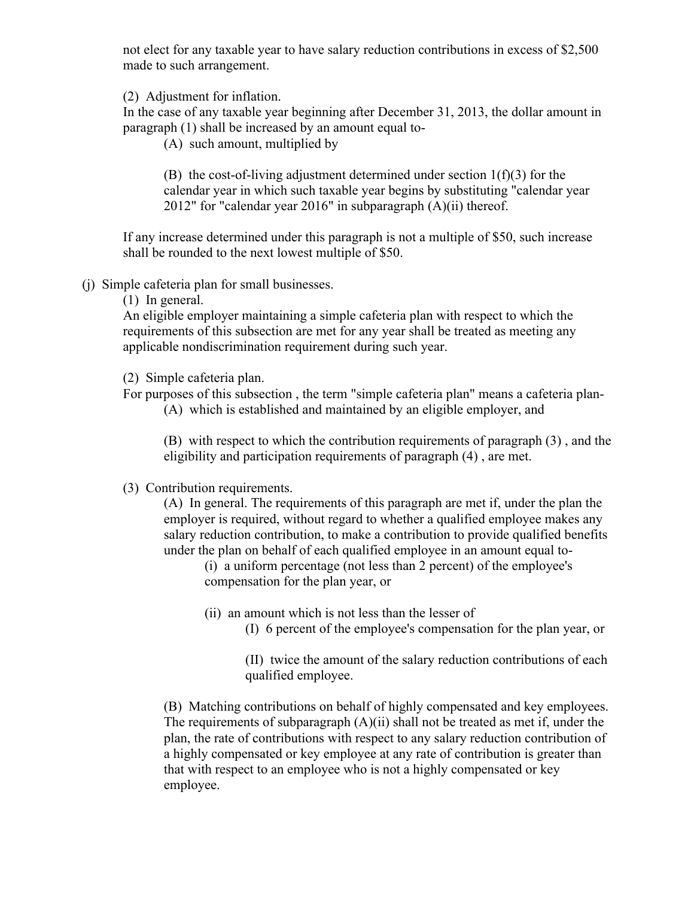not elect for any taxable year to have salary reduction contributions in excess of $2,500 made to such arrangement.

(2) Adjustment for inflation.
In the case of any taxable year beginning after December 31, 2013, the dollar amount in paragraph (1) shall be increased by an amount equal to-

(A) such amount, multiplied by

(B) the cost-of-living adjustment determined under section 1(f)(3) for the calendar year in which such taxable year begins by substituting "calendar year 2012" for "calendar year 2016" in subparagraph (A)(ii) thereof.

If any increase determined under this paragraph is not a multiple of $50, such increase shall be rounded to the next lowest multiple of $50.

(j) Simple cafeteria plan for small businesses.

(1) In general.
An eligible employer maintaining a simple cafeteria plan with respect to which the requirements of this subsection are met for any year shall be treated as meeting any applicable nondiscrimination requirement during such year.

(2) Simple cafeteria plan.
For purposes of this subsection , the term "simple cafeteria plan" means a cafeteria plan-

(A) which is established and maintained by an eligible employer, and

(B) with respect to which the contribution requirements of paragraph (3) , and the eligibility and participation requirements of paragraph (4) , are met.

(3) Contribution requirements.

(A) In general. The requirements of this paragraph are met if, under the plan the employer is required, without regard to whether a qualified employee makes any salary reduction contribution, to make a contribution to provide qualified benefits under the plan on behalf of each qualified employee in an amount equal to-

(i) a uniform percentage (not less than 2 percent) of the employee's compensation for the plan year, or

(ii) an amount which is not less than the lesser of

(I) 6 percent of the employee's compensation for the plan year, or

(II) twice the amount of the salary reduction contributions of each qualified employee.

(B) Matching contributions on behalf of highly compensated and key employees. The requirements of subparagraph (A)(ii) shall not be treated as met if, under the plan, the rate of contributions with respect to any salary reduction contribution of a highly compensated or key employee at any rate of contribution is greater than that with respect to an employee who is not a highly compensated or key employee.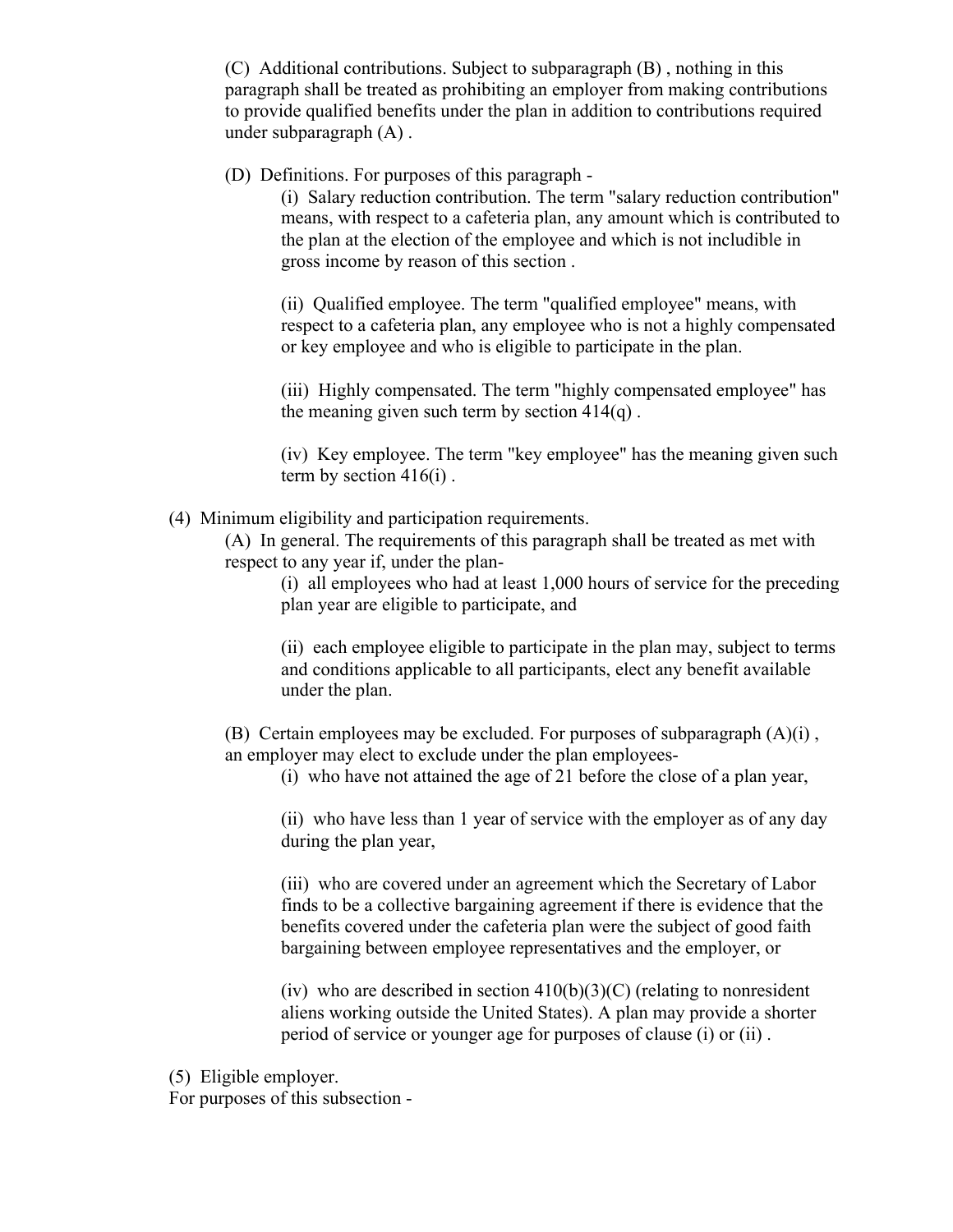(C) Additional contributions. Subject to subparagraph (B) , nothing in this paragraph shall be treated as prohibiting an employer from making contributions to provide qualified benefits under the plan in addition to contributions required under subparagraph (A) .

(D) Definitions. For purposes of this paragraph -

(i) Salary reduction contribution. The term "salary reduction contribution" means, with respect to a cafeteria plan, any amount which is contributed to the plan at the election of the employee and which is not includible in gross income by reason of this section .

(ii) Qualified employee. The term "qualified employee" means, with respect to a cafeteria plan, any employee who is not a highly compensated or key employee and who is eligible to participate in the plan.

(iii) Highly compensated. The term "highly compensated employee" has the meaning given such term by section 414(q) .

(iv) Key employee. The term "key employee" has the meaning given such term by section 416(i) .

(4) Minimum eligibility and participation requirements.

(A) In general. The requirements of this paragraph shall be treated as met with respect to any year if, under the plan-

(i) all employees who had at least 1,000 hours of service for the preceding plan year are eligible to participate, and

(ii) each employee eligible to participate in the plan may, subject to terms and conditions applicable to all participants, elect any benefit available under the plan.

(B) Certain employees may be excluded. For purposes of subparagraph (A)(i) , an employer may elect to exclude under the plan employees-

(i) who have not attained the age of 21 before the close of a plan year,

(ii) who have less than 1 year of service with the employer as of any day during the plan year,

(iii) who are covered under an agreement which the Secretary of Labor finds to be a collective bargaining agreement if there is evidence that the benefits covered under the cafeteria plan were the subject of good faith bargaining between employee representatives and the employer, or

(iv) who are described in section 410(b)(3)(C) (relating to nonresident aliens working outside the United States). A plan may provide a shorter period of service or younger age for purposes of clause (i) or (ii) .

(5) Eligible employer.

For purposes of this subsection -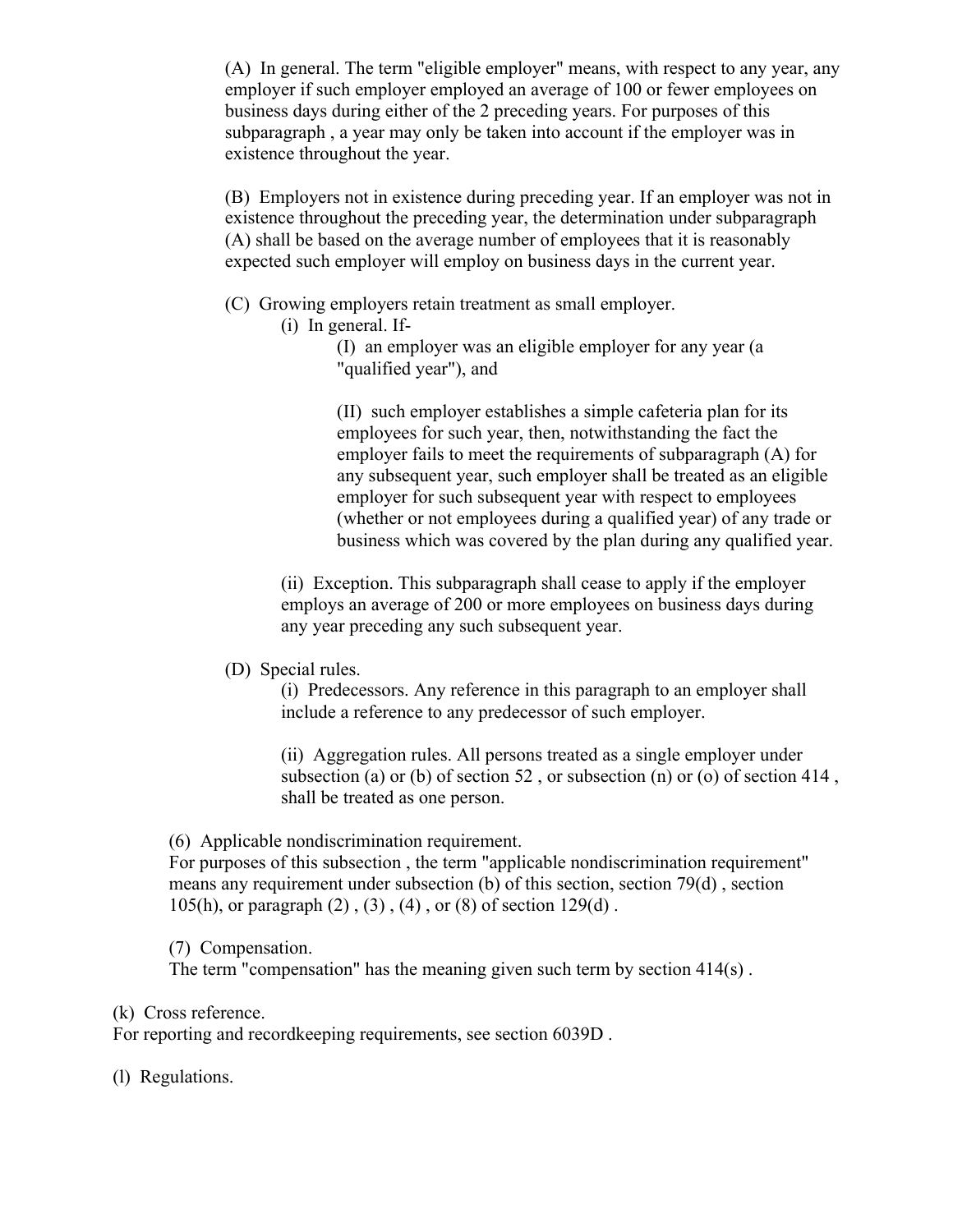(A) In general. The term "eligible employer" means, with respect to any year, any employer if such employer employed an average of 100 or fewer employees on business days during either of the 2 preceding years. For purposes of this subparagraph , a year may only be taken into account if the employer was in existence throughout the year.

(B) Employers not in existence during preceding year. If an employer was not in existence throughout the preceding year, the determination under subparagraph (A) shall be based on the average number of employees that it is reasonably expected such employer will employ on business days in the current year.

(C) Growing employers retain treatment as small employer.

(i) In general. If-

(I) an employer was an eligible employer for any year (a "qualified year"), and

(II) such employer establishes a simple cafeteria plan for its employees for such year, then, notwithstanding the fact the employer fails to meet the requirements of subparagraph (A) for any subsequent year, such employer shall be treated as an eligible employer for such subsequent year with respect to employees (whether or not employees during a qualified year) of any trade or business which was covered by the plan during any qualified year.

(ii) Exception. This subparagraph shall cease to apply if the employer employs an average of 200 or more employees on business days during any year preceding any such subsequent year.

(D) Special rules.

(i) Predecessors. Any reference in this paragraph to an employer shall include a reference to any predecessor of such employer.

(ii) Aggregation rules. All persons treated as a single employer under subsection (a) or (b) of section 52 , or subsection (n) or (o) of section 414 , shall be treated as one person.

(6) Applicable nondiscrimination requirement.
For purposes of this subsection , the term "applicable nondiscrimination requirement" means any requirement under subsection (b) of this section, section 79(d) , section 105(h), or paragraph (2) , (3) , (4) , or (8) of section 129(d) .

(7) Compensation.
The term "compensation" has the meaning given such term by section 414(s) .

(k) Cross reference.
For reporting and recordkeeping requirements, see section 6039D .

(l) Regulations.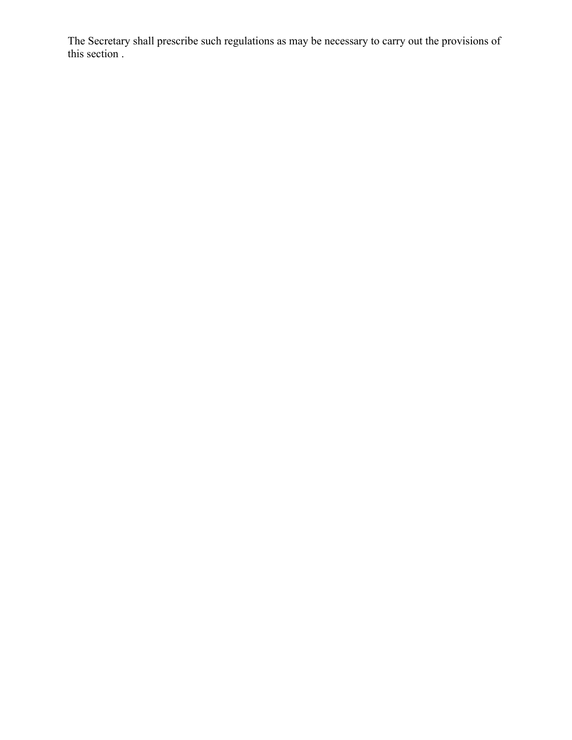The Secretary shall prescribe such regulations as may be necessary to carry out the provisions of this section .